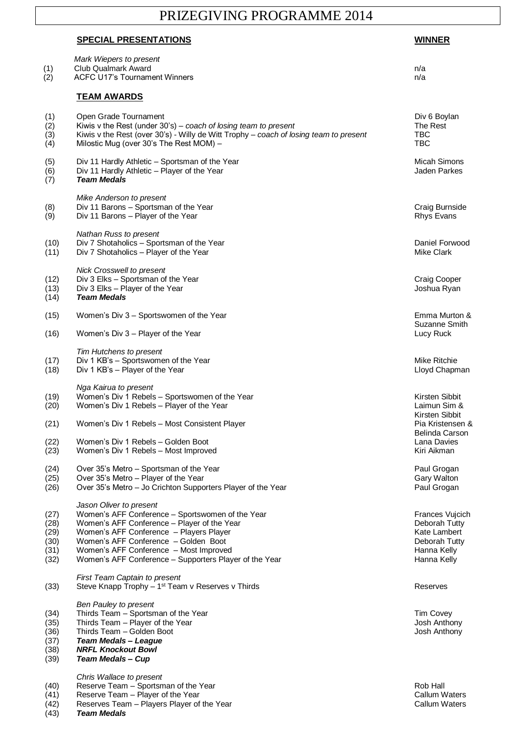# PRIZEGIVING PROGRAMME 2014

| | SPECIAL PRESENTATIONS | WINNER |
|---|---|---|
| | *Mark Wiepers to present* | |
| (1) | Club Qualmark Award | n/a |
| (2) | ACFC U17's Tournament Winners | n/a |
| | **TEAM AWARDS** | |
| (1) | Open Grade Tournament | Div 6 Boylan |
| (2) | Kiwis v the Rest (under 30's) – *coach of losing team to present* | The Rest |
| (3) | Kiwis v the Rest (over 30's) - Willy de Witt Trophy – *coach of losing team to present* | TBC |
| (4) | Milostic Mug (over 30's The Rest MOM) – | TBC |
| (5) | Div 11 Hardly Athletic – Sportsman of the Year | Micah Simons |
| (6) | Div 11 Hardly Athletic – Player of the Year | Jaden Parkes |
| (7) | ***Team Medals*** | |
| | *Mike Anderson to present* | |
| (8) | Div 11 Barons – Sportsman of the Year | Craig Burnside |
| (9) | Div 11 Barons – Player of the Year | Rhys Evans |
| | *Nathan Russ to present* | |
| (10) | Div 7 Shotaholics – Sportsman of the Year | Daniel Forwood |
| (11) | Div 7 Shotaholics – Player of the Year | Mike Clark |
| | *Nick Crosswell to present* | |
| (12) | Div 3 Elks – Sportsman of the Year | Craig Cooper |
| (13) | Div 3 Elks – Player of the Year | Joshua Ryan |
| (14) | ***Team Medals*** | |
| (15) | Women's Div 3 – Sportswomen of the Year | Emma Murton & Suzanne Smith |
| (16) | Women's Div 3 – Player of the Year | Lucy Ruck |
| | *Tim Hutchens to present* | |
| (17) | Div 1 KB's – Sportswomen of the Year | Mike Ritchie |
| (18) | Div 1 KB's – Player of the Year | Lloyd Chapman |
| | *Nga Kairua to present* | |
| (19) | Women's Div 1 Rebels – Sportswomen of the Year | Kirsten Sibbit |
| (20) | Women's Div 1 Rebels – Player of the Year | Laimun Sim & Kirsten Sibbit |
| (21) | Women's Div 1 Rebels – Most Consistent Player | Pia Kristensen & Belinda Carson |
| (22) | Women's Div 1 Rebels – Golden Boot | Lana Davies |
| (23) | Women's Div 1 Rebels – Most Improved | Kiri Aikman |
| (24) | Over 35's Metro – Sportsman of the Year | Paul Grogan |
| (25) | Over 35's Metro – Player of the Year | Gary Walton |
| (26) | Over 35's Metro – Jo Crichton Supporters Player of the Year | Paul Grogan |
| | *Jason Oliver to present* | |
| (27) | Women's AFF Conference – Sportswomen of the Year | Frances Vujcich |
| (28) | Women's AFF Conference – Player of the Year | Deborah Tutty |
| (29) | Women's AFF Conference – Players Player | Kate Lambert |
| (30) | Women's AFF Conference – Golden Boot | Deborah Tutty |
| (31) | Women's AFF Conference – Most Improved | Hanna Kelly |
| (32) | Women's AFF Conference – Supporters Player of the Year | Hanna Kelly |
| | *First Team Captain to present* | |
| (33) | Steve Knapp Trophy – 1st Team v Reserves v Thirds | Reserves |
| | *Ben Pauley to present* | |
| (34) | Thirds Team – Sportsman of the Year | Tim Covey |
| (35) | Thirds Team – Player of the Year | Josh Anthony |
| (36) | Thirds Team – Golden Boot | Josh Anthony |
| (37) | ***Team Medals – League*** | |
| (38) | ***NRFL Knockout Bowl*** | |
| (39) | ***Team Medals – Cup*** | |
| | *Chris Wallace to present* | |
| (40) | Reserve Team – Sportsman of the Year | Rob Hall |
| (41) | Reserve Team – Player of the Year | Callum Waters |
| (42) | Reserves Team – Players Player of the Year | Callum Waters |
| (43) | ***Team Medals*** | |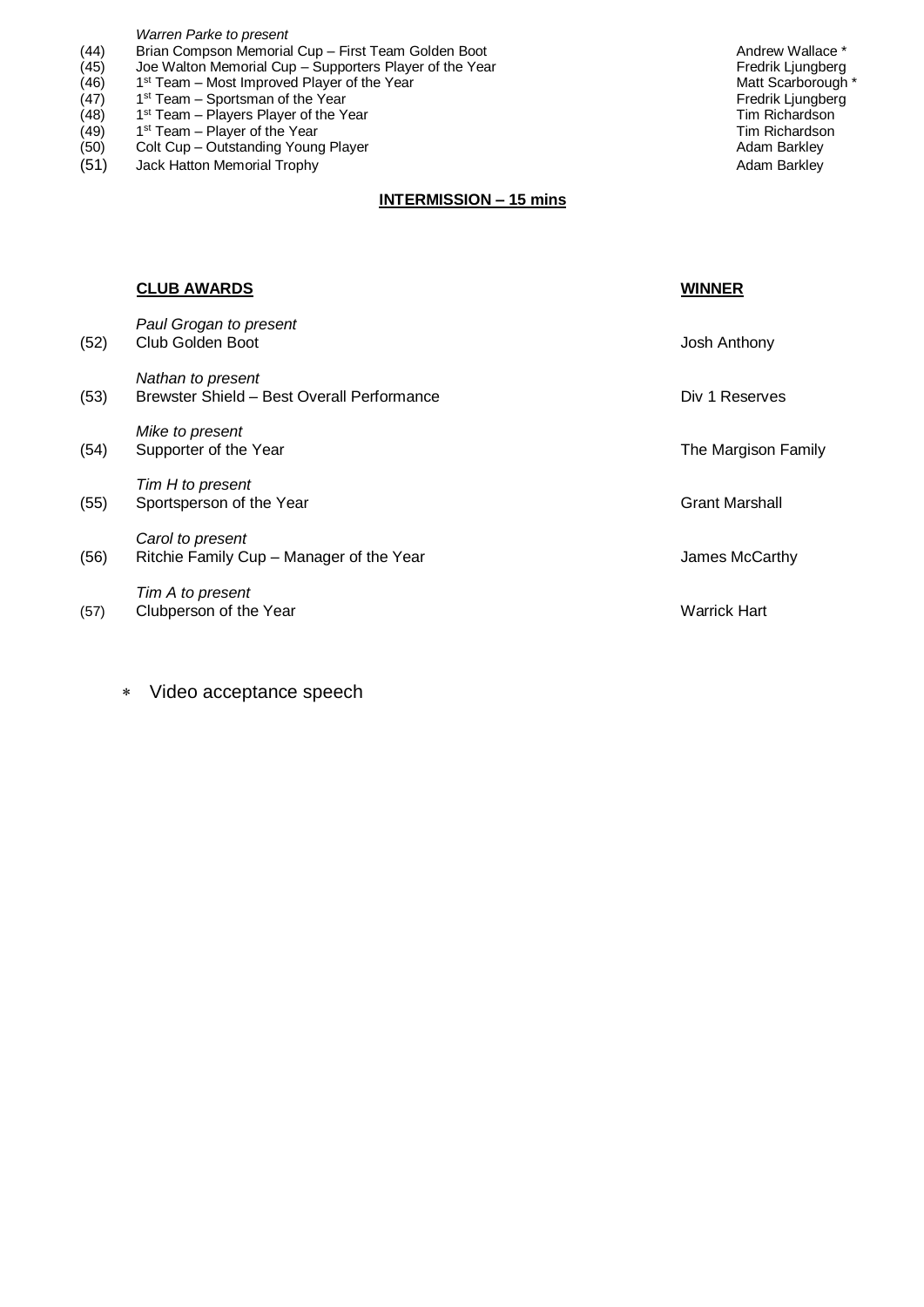*Warren Parke to present*

| | | |
|---|---|---|
| (44) | Brian Compson Memorial Cup – First Team Golden Boot | Andrew Wallace * |
| (45) | Joe Walton Memorial Cup – Supporters Player of the Year | Fredrik Ljungberg |
| (46) | 1st Team – Most Improved Player of the Year | Matt Scarborough * |
| (47) | 1st Team – Sportsman of the Year | Fredrik Ljungberg |
| (48) | 1st Team – Players Player of the Year | Tim Richardson |
| (49) | 1st Team – Player of the Year | Tim Richardson |
| (50) | Colt Cup – Outstanding Young Player | Adam Barkley |
| (51) | Jack Hatton Memorial Trophy | Adam Barkley |

**INTERMISSION – 15 mins**

| | **CLUB AWARDS** | **WINNER** |
|---|---|---|
| (52) | *Paul Grogan to present*<br>Club Golden Boot | Josh Anthony |
| (53) | *Nathan to present*<br>Brewster Shield – Best Overall Performance | Div 1 Reserves |
| (54) | *Mike to present*<br>Supporter of the Year | The Margison Family |
| (55) | *Tim H to present*<br>Sportsperson of the Year | Grant Marshall |
| (56) | *Carol to present*<br>Ritchie Family Cup – Manager of the Year | James McCarthy |
| (57) | *Tim A to present*<br>Clubperson of the Year | Warrick Hart |

* Video acceptance speech